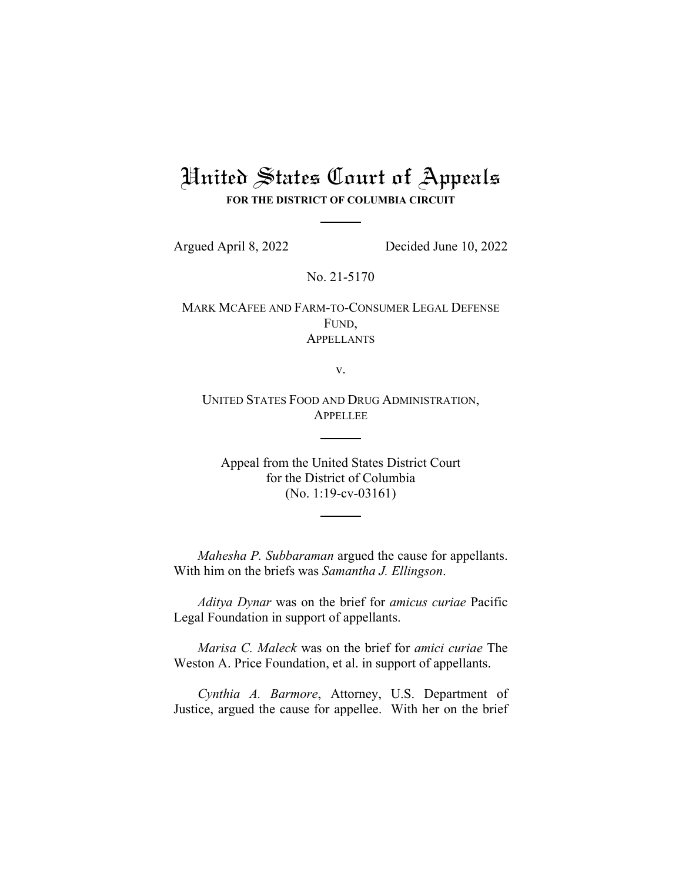# United States Court of Appeals

**FOR THE DISTRICT OF COLUMBIA CIRCUIT**

---

Argued April 8, 2022 Decided June 10, 2022

No. 21-5170

MARK MCAFEE AND FARM-TO-CONSUMER LEGAL DEFENSE FUND,
APPELLANTS

v.

UNITED STATES FOOD AND DRUG ADMINISTRATION,
APPELLEE

---

Appeal from the United States District Court
for the District of Columbia
(No. 1:19-cv-03161)

---

*Mahesha P. Subbaraman* argued the cause for appellants. With him on the briefs was *Samantha J. Ellingson*.

*Aditya Dynar* was on the brief for *amicus curiae* Pacific Legal Foundation in support of appellants.

*Marisa C. Maleck* was on the brief for *amici curiae* The Weston A. Price Foundation, et al. in support of appellants.

*Cynthia A. Barmore*, Attorney, U.S. Department of Justice, argued the cause for appellee. With her on the brief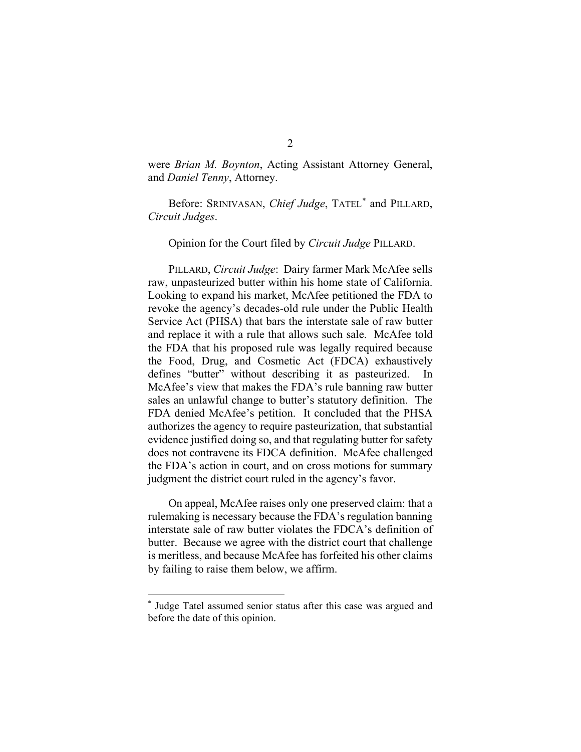were *Brian M. Boynton*, Acting Assistant Attorney General, and *Daniel Tenny*, Attorney.

Before: SRINIVASAN, *Chief Judge*, TATEL[*] and PILLARD, *Circuit Judges*.

Opinion for the Court filed by *Circuit Judge* PILLARD.

PILLARD, *Circuit Judge*: Dairy farmer Mark McAfee sells raw, unpasteurized butter within his home state of California. Looking to expand his market, McAfee petitioned the FDA to revoke the agency's decades-old rule under the Public Health Service Act (PHSA) that bars the interstate sale of raw butter and replace it with a rule that allows such sale. McAfee told the FDA that his proposed rule was legally required because the Food, Drug, and Cosmetic Act (FDCA) exhaustively defines "butter" without describing it as pasteurized. In McAfee's view that makes the FDA's rule banning raw butter sales an unlawful change to butter's statutory definition. The FDA denied McAfee's petition. It concluded that the PHSA authorizes the agency to require pasteurization, that substantial evidence justified doing so, and that regulating butter for safety does not contravene its FDCA definition. McAfee challenged the FDA's action in court, and on cross motions for summary judgment the district court ruled in the agency's favor.

On appeal, McAfee raises only one preserved claim: that a rulemaking is necessary because the FDA's regulation banning interstate sale of raw butter violates the FDCA's definition of butter. Because we agree with the district court that challenge is meritless, and because McAfee has forfeited his other claims by failing to raise them below, we affirm.

[*] Judge Tatel assumed senior status after this case was argued and before the date of this opinion.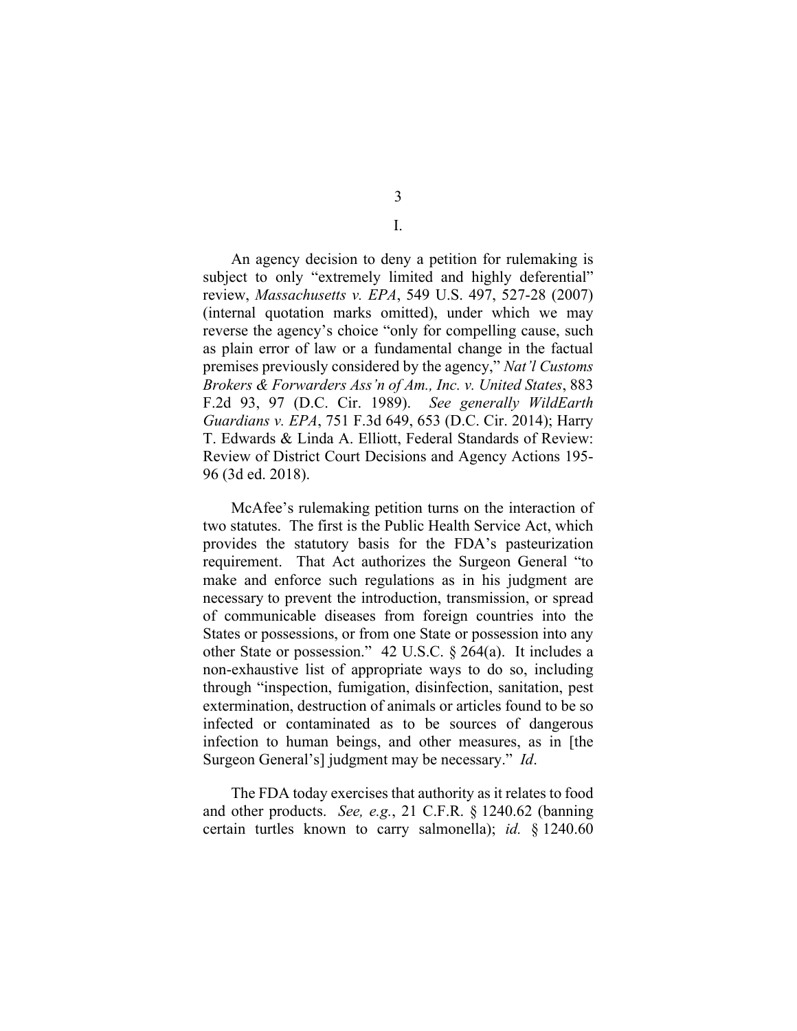# I.

An agency decision to deny a petition for rulemaking is subject to only "extremely limited and highly deferential" review, *Massachusetts v. EPA*, 549 U.S. 497, 527-28 (2007) (internal quotation marks omitted), under which we may reverse the agency's choice "only for compelling cause, such as plain error of law or a fundamental change in the factual premises previously considered by the agency," *Nat'l Customs Brokers & Forwarders Ass'n of Am., Inc. v. United States*, 883 F.2d 93, 97 (D.C. Cir. 1989). *See generally WildEarth Guardians v. EPA*, 751 F.3d 649, 653 (D.C. Cir. 2014); Harry T. Edwards & Linda A. Elliott, Federal Standards of Review: Review of District Court Decisions and Agency Actions 195-96 (3d ed. 2018).

McAfee's rulemaking petition turns on the interaction of two statutes. The first is the Public Health Service Act, which provides the statutory basis for the FDA's pasteurization requirement. That Act authorizes the Surgeon General "to make and enforce such regulations as in his judgment are necessary to prevent the introduction, transmission, or spread of communicable diseases from foreign countries into the States or possessions, or from one State or possession into any other State or possession." 42 U.S.C. § 264(a). It includes a non-exhaustive list of appropriate ways to do so, including through "inspection, fumigation, disinfection, sanitation, pest extermination, destruction of animals or articles found to be so infected or contaminated as to be sources of dangerous infection to human beings, and other measures, as in [the Surgeon General's] judgment may be necessary." *Id*.

The FDA today exercises that authority as it relates to food and other products. *See, e.g.*, 21 C.F.R. § 1240.62 (banning certain turtles known to carry salmonella); *id.* § 1240.60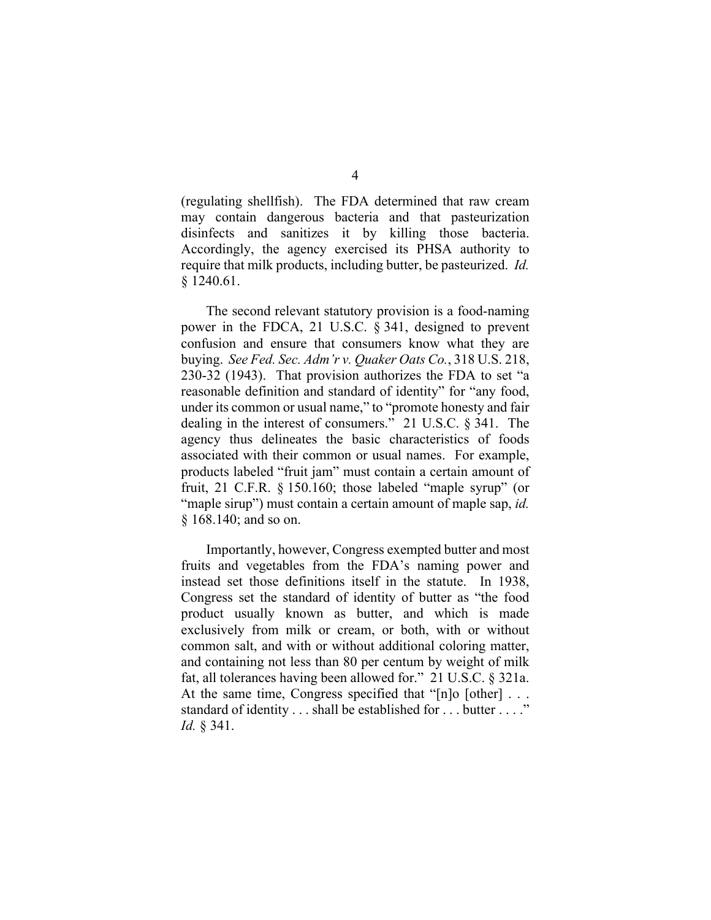(regulating shellfish). The FDA determined that raw cream may contain dangerous bacteria and that pasteurization disinfects and sanitizes it by killing those bacteria. Accordingly, the agency exercised its PHSA authority to require that milk products, including butter, be pasteurized. *Id.* § 1240.61.

The second relevant statutory provision is a food-naming power in the FDCA, 21 U.S.C. § 341, designed to prevent confusion and ensure that consumers know what they are buying. *See Fed. Sec. Adm'r v. Quaker Oats Co.*, 318 U.S. 218, 230-32 (1943). That provision authorizes the FDA to set "a reasonable definition and standard of identity" for "any food, under its common or usual name," to "promote honesty and fair dealing in the interest of consumers." 21 U.S.C. § 341. The agency thus delineates the basic characteristics of foods associated with their common or usual names. For example, products labeled "fruit jam" must contain a certain amount of fruit, 21 C.F.R. § 150.160; those labeled "maple syrup" (or "maple sirup") must contain a certain amount of maple sap, *id.* § 168.140; and so on.

Importantly, however, Congress exempted butter and most fruits and vegetables from the FDA's naming power and instead set those definitions itself in the statute. In 1938, Congress set the standard of identity of butter as "the food product usually known as butter, and which is made exclusively from milk or cream, or both, with or without common salt, and with or without additional coloring matter, and containing not less than 80 per centum by weight of milk fat, all tolerances having been allowed for." 21 U.S.C. § 321a. At the same time, Congress specified that "[n]o [other] . . . standard of identity . . . shall be established for . . . butter . . . ." *Id.* § 341.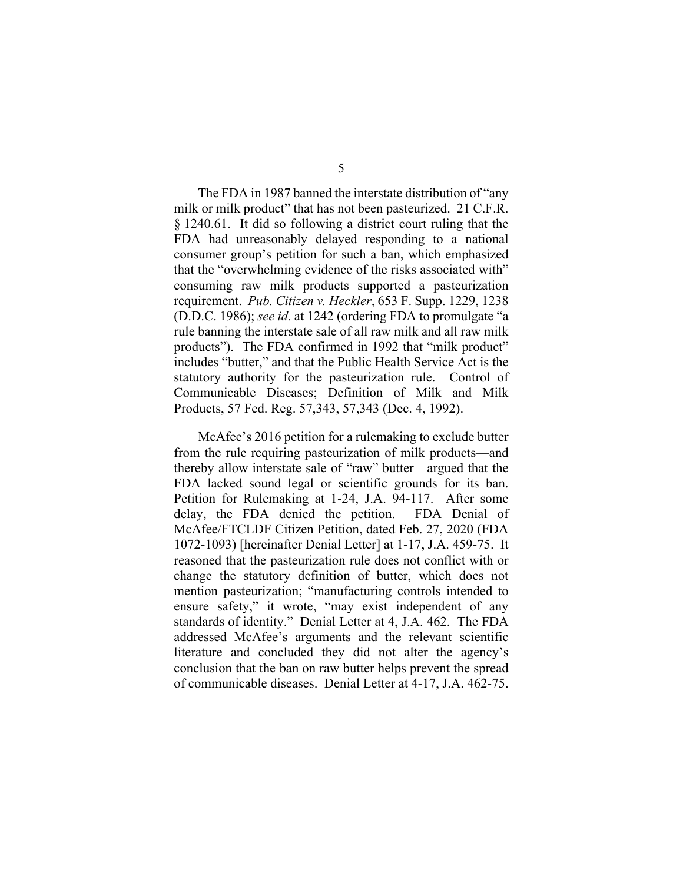The FDA in 1987 banned the interstate distribution of "any milk or milk product" that has not been pasteurized. 21 C.F.R. § 1240.61. It did so following a district court ruling that the FDA had unreasonably delayed responding to a national consumer group's petition for such a ban, which emphasized that the "overwhelming evidence of the risks associated with" consuming raw milk products supported a pasteurization requirement. *Pub. Citizen v. Heckler*, 653 F. Supp. 1229, 1238 (D.D.C. 1986); *see id.* at 1242 (ordering FDA to promulgate "a rule banning the interstate sale of all raw milk and all raw milk products"). The FDA confirmed in 1992 that "milk product" includes "butter," and that the Public Health Service Act is the statutory authority for the pasteurization rule. Control of Communicable Diseases; Definition of Milk and Milk Products, 57 Fed. Reg. 57,343, 57,343 (Dec. 4, 1992).

McAfee's 2016 petition for a rulemaking to exclude butter from the rule requiring pasteurization of milk products—and thereby allow interstate sale of "raw" butter—argued that the FDA lacked sound legal or scientific grounds for its ban. Petition for Rulemaking at 1-24, J.A. 94-117. After some delay, the FDA denied the petition. FDA Denial of McAfee/FTCLDF Citizen Petition, dated Feb. 27, 2020 (FDA 1072-1093) [hereinafter Denial Letter] at 1-17, J.A. 459-75. It reasoned that the pasteurization rule does not conflict with or change the statutory definition of butter, which does not mention pasteurization; "manufacturing controls intended to ensure safety," it wrote, "may exist independent of any standards of identity." Denial Letter at 4, J.A. 462. The FDA addressed McAfee's arguments and the relevant scientific literature and concluded they did not alter the agency's conclusion that the ban on raw butter helps prevent the spread of communicable diseases. Denial Letter at 4-17, J.A. 462-75.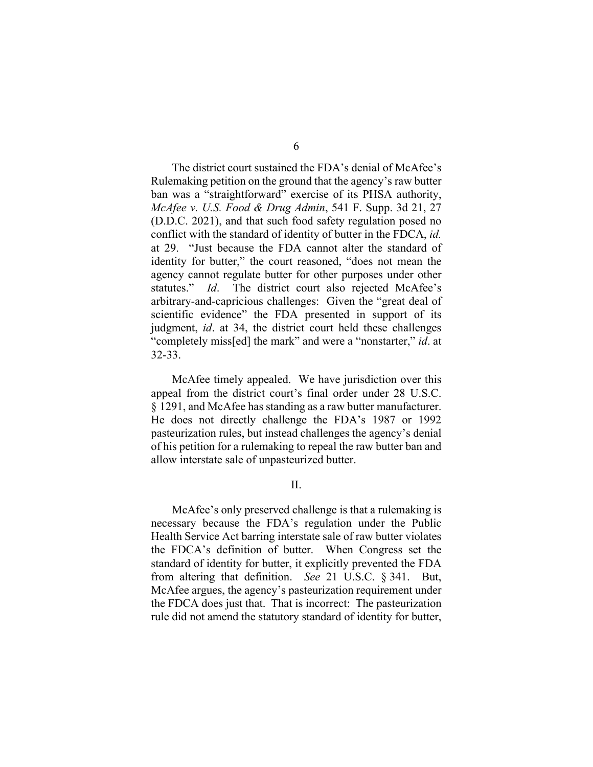The district court sustained the FDA's denial of McAfee's Rulemaking petition on the ground that the agency's raw butter ban was a "straightforward" exercise of its PHSA authority, *McAfee v. U.S. Food & Drug Admin*, 541 F. Supp. 3d 21, 27 (D.D.C. 2021), and that such food safety regulation posed no conflict with the standard of identity of butter in the FDCA, *id.* at 29. "Just because the FDA cannot alter the standard of identity for butter," the court reasoned, "does not mean the agency cannot regulate butter for other purposes under other statutes." *Id*. The district court also rejected McAfee's arbitrary-and-capricious challenges: Given the "great deal of scientific evidence" the FDA presented in support of its judgment, *id*. at 34, the district court held these challenges "completely miss[ed] the mark" and were a "nonstarter," *id*. at 32-33.

McAfee timely appealed. We have jurisdiction over this appeal from the district court's final order under 28 U.S.C. § 1291, and McAfee has standing as a raw butter manufacturer. He does not directly challenge the FDA's 1987 or 1992 pasteurization rules, but instead challenges the agency's denial of his petition for a rulemaking to repeal the raw butter ban and allow interstate sale of unpasteurized butter.

## II.

McAfee's only preserved challenge is that a rulemaking is necessary because the FDA's regulation under the Public Health Service Act barring interstate sale of raw butter violates the FDCA's definition of butter. When Congress set the standard of identity for butter, it explicitly prevented the FDA from altering that definition. *See* 21 U.S.C. § 341. But, McAfee argues, the agency's pasteurization requirement under the FDCA does just that. That is incorrect: The pasteurization rule did not amend the statutory standard of identity for butter,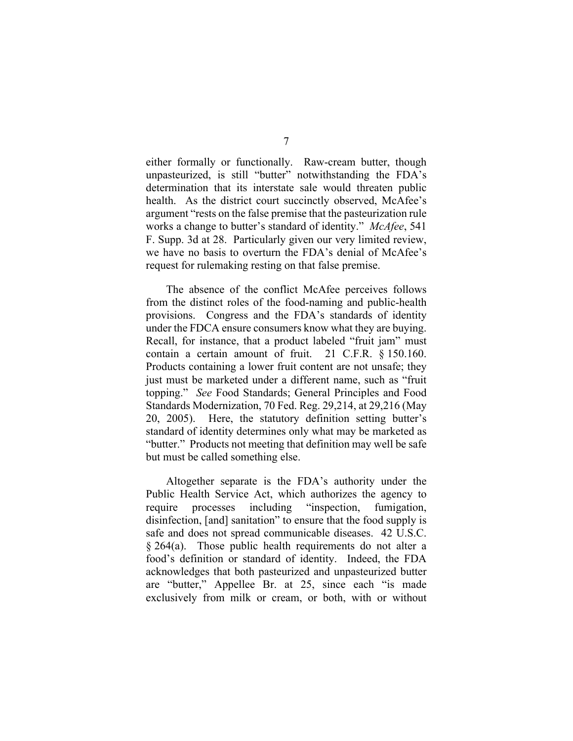either formally or functionally. Raw-cream butter, though unpasteurized, is still "butter" notwithstanding the FDA's determination that its interstate sale would threaten public health. As the district court succinctly observed, McAfee's argument "rests on the false premise that the pasteurization rule works a change to butter's standard of identity." *McAfee*, 541 F. Supp. 3d at 28. Particularly given our very limited review, we have no basis to overturn the FDA's denial of McAfee's request for rulemaking resting on that false premise.

The absence of the conflict McAfee perceives follows from the distinct roles of the food-naming and public-health provisions. Congress and the FDA's standards of identity under the FDCA ensure consumers know what they are buying. Recall, for instance, that a product labeled "fruit jam" must contain a certain amount of fruit. 21 C.F.R. § 150.160. Products containing a lower fruit content are not unsafe; they just must be marketed under a different name, such as "fruit topping." *See* Food Standards; General Principles and Food Standards Modernization, 70 Fed. Reg. 29,214, at 29,216 (May 20, 2005). Here, the statutory definition setting butter's standard of identity determines only what may be marketed as "butter." Products not meeting that definition may well be safe but must be called something else.

Altogether separate is the FDA's authority under the Public Health Service Act, which authorizes the agency to require processes including "inspection, fumigation, disinfection, [and] sanitation" to ensure that the food supply is safe and does not spread communicable diseases. 42 U.S.C. § 264(a). Those public health requirements do not alter a food's definition or standard of identity. Indeed, the FDA acknowledges that both pasteurized and unpasteurized butter are "butter," Appellee Br. at 25, since each "is made exclusively from milk or cream, or both, with or without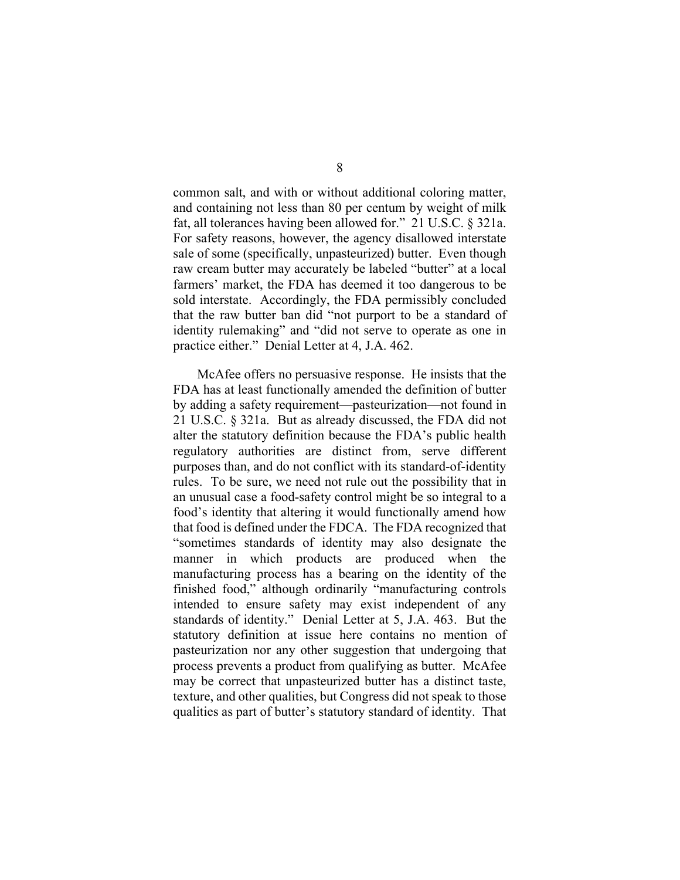common salt, and with or without additional coloring matter, and containing not less than 80 per centum by weight of milk fat, all tolerances having been allowed for." 21 U.S.C. § 321a. For safety reasons, however, the agency disallowed interstate sale of some (specifically, unpasteurized) butter. Even though raw cream butter may accurately be labeled "butter" at a local farmers' market, the FDA has deemed it too dangerous to be sold interstate. Accordingly, the FDA permissibly concluded that the raw butter ban did "not purport to be a standard of identity rulemaking" and "did not serve to operate as one in practice either." Denial Letter at 4, J.A. 462.

McAfee offers no persuasive response. He insists that the FDA has at least functionally amended the definition of butter by adding a safety requirement—pasteurization—not found in 21 U.S.C. § 321a. But as already discussed, the FDA did not alter the statutory definition because the FDA's public health regulatory authorities are distinct from, serve different purposes than, and do not conflict with its standard-of-identity rules. To be sure, we need not rule out the possibility that in an unusual case a food-safety control might be so integral to a food's identity that altering it would functionally amend how that food is defined under the FDCA. The FDA recognized that "sometimes standards of identity may also designate the manner in which products are produced when the manufacturing process has a bearing on the identity of the finished food," although ordinarily "manufacturing controls intended to ensure safety may exist independent of any standards of identity." Denial Letter at 5, J.A. 463. But the statutory definition at issue here contains no mention of pasteurization nor any other suggestion that undergoing that process prevents a product from qualifying as butter. McAfee may be correct that unpasteurized butter has a distinct taste, texture, and other qualities, but Congress did not speak to those qualities as part of butter's statutory standard of identity. That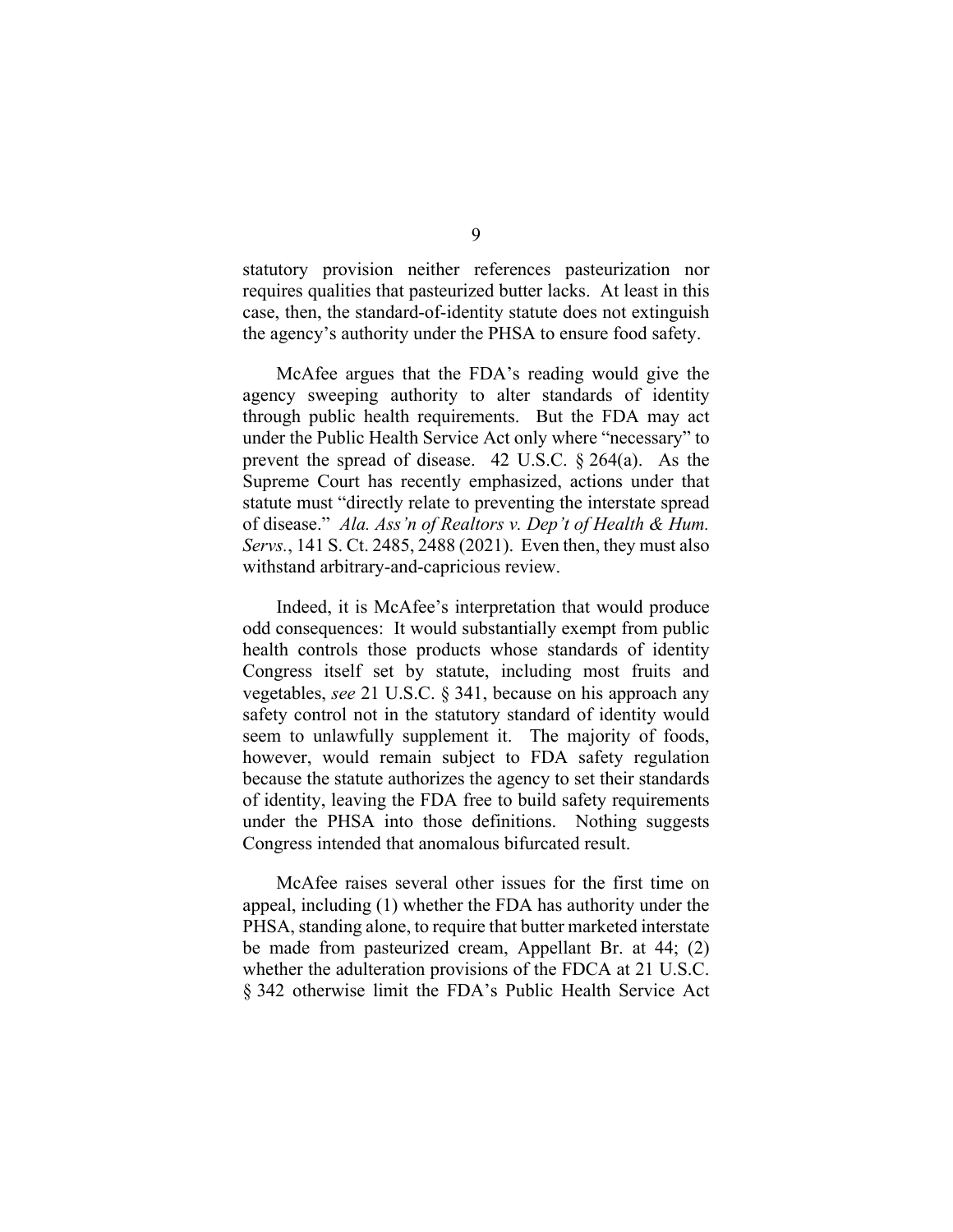statutory provision neither references pasteurization nor requires qualities that pasteurized butter lacks. At least in this case, then, the standard-of-identity statute does not extinguish the agency's authority under the PHSA to ensure food safety.

McAfee argues that the FDA's reading would give the agency sweeping authority to alter standards of identity through public health requirements. But the FDA may act under the Public Health Service Act only where "necessary" to prevent the spread of disease. 42 U.S.C. § 264(a). As the Supreme Court has recently emphasized, actions under that statute must "directly relate to preventing the interstate spread of disease." *Ala. Ass'n of Realtors v. Dep't of Health & Hum. Servs.*, 141 S. Ct. 2485, 2488 (2021). Even then, they must also withstand arbitrary-and-capricious review.

Indeed, it is McAfee's interpretation that would produce odd consequences: It would substantially exempt from public health controls those products whose standards of identity Congress itself set by statute, including most fruits and vegetables, *see* 21 U.S.C. § 341, because on his approach any safety control not in the statutory standard of identity would seem to unlawfully supplement it. The majority of foods, however, would remain subject to FDA safety regulation because the statute authorizes the agency to set their standards of identity, leaving the FDA free to build safety requirements under the PHSA into those definitions. Nothing suggests Congress intended that anomalous bifurcated result.

McAfee raises several other issues for the first time on appeal, including (1) whether the FDA has authority under the PHSA, standing alone, to require that butter marketed interstate be made from pasteurized cream, Appellant Br. at 44; (2) whether the adulteration provisions of the FDCA at 21 U.S.C. § 342 otherwise limit the FDA's Public Health Service Act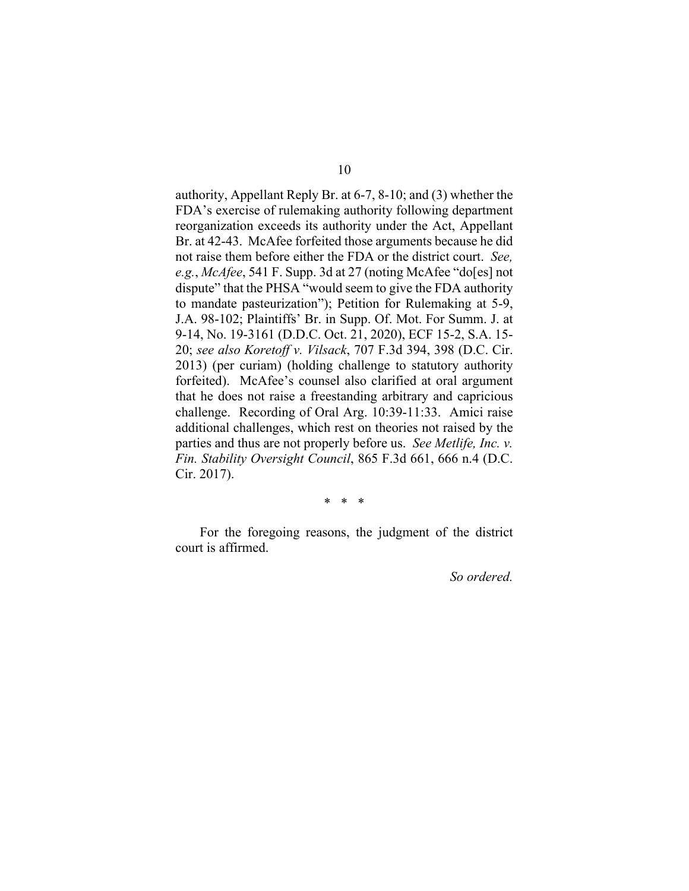authority, Appellant Reply Br. at 6-7, 8-10; and (3) whether the FDA's exercise of rulemaking authority following department reorganization exceeds its authority under the Act, Appellant Br. at 42-43. McAfee forfeited those arguments because he did not raise them before either the FDA or the district court. *See, e.g.*, *McAfee*, 541 F. Supp. 3d at 27 (noting McAfee "do[es] not dispute" that the PHSA "would seem to give the FDA authority to mandate pasteurization"); Petition for Rulemaking at 5-9, J.A. 98-102; Plaintiffs' Br. in Supp. Of. Mot. For Summ. J. at 9-14, No. 19-3161 (D.D.C. Oct. 21, 2020), ECF 15-2, S.A. 15-20; *see also Koretoff v. Vilsack*, 707 F.3d 394, 398 (D.C. Cir. 2013) (per curiam) (holding challenge to statutory authority forfeited). McAfee's counsel also clarified at oral argument that he does not raise a freestanding arbitrary and capricious challenge. Recording of Oral Arg. 10:39-11:33. Amici raise additional challenges, which rest on theories not raised by the parties and thus are not properly before us. *See Metlife, Inc. v. Fin. Stability Oversight Council*, 865 F.3d 661, 666 n.4 (D.C. Cir. 2017).

\* \* \*

For the foregoing reasons, the judgment of the district court is affirmed.

*So ordered.*